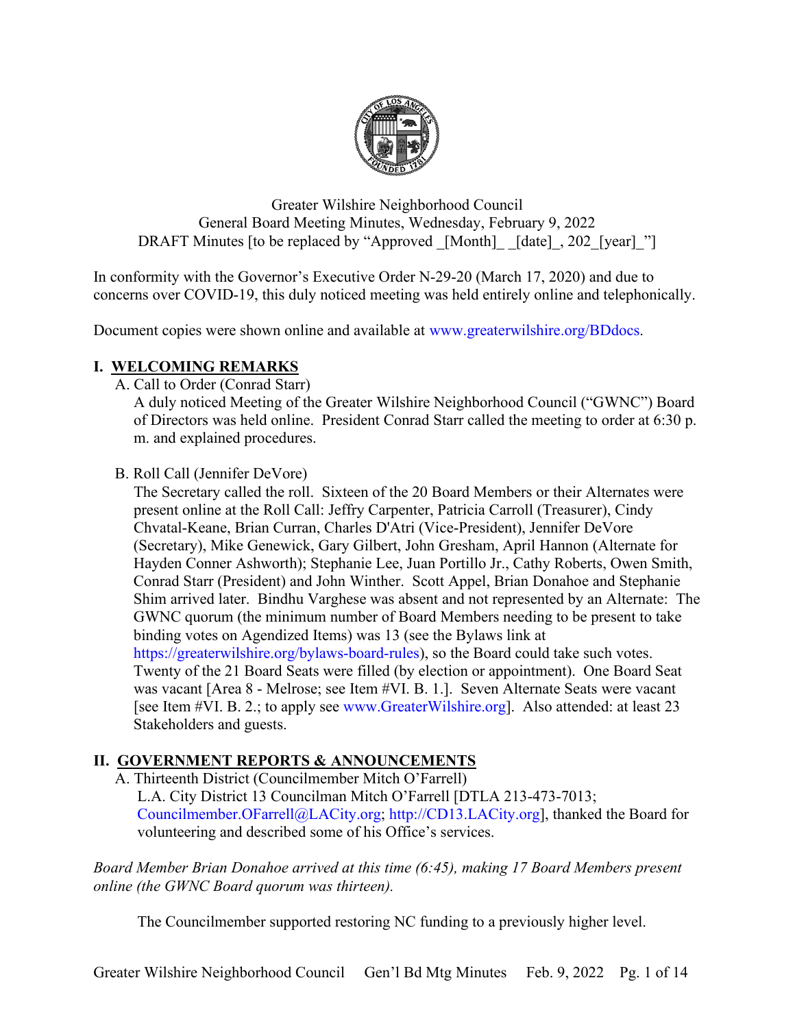Greater Wilshire Neighborhood Council
General Board Meeting Minutes, Wednesday, February 9, 2022
DRAFT Minutes [to be replaced by "Approved _[Month]_ _[date]_, 202_[year]_"]

In conformity with the Governor's Executive Order N-29-20 (March 17, 2020) and due to concerns over COVID-19, this duly noticed meeting was held entirely online and telephonically.

Document copies were shown online and available at www.greaterwilshire.org/BDdocs.

## I. WELCOMING REMARKS

A. Call to Order (Conrad Starr)

A duly noticed Meeting of the Greater Wilshire Neighborhood Council ("GWNC") Board of Directors was held online. President Conrad Starr called the meeting to order at 6:30 p. m. and explained procedures.

B. Roll Call (Jennifer DeVore)

The Secretary called the roll. Sixteen of the 20 Board Members or their Alternates were present online at the Roll Call: Jeffry Carpenter, Patricia Carroll (Treasurer), Cindy Chvatal-Keane, Brian Curran, Charles D'Atri (Vice-President), Jennifer DeVore (Secretary), Mike Genewick, Gary Gilbert, John Gresham, April Hannon (Alternate for Hayden Conner Ashworth); Stephanie Lee, Juan Portillo Jr., Cathy Roberts, Owen Smith, Conrad Starr (President) and John Winther. Scott Appel, Brian Donahoe and Stephanie Shim arrived later. Bindhu Varghese was absent and not represented by an Alternate: The GWNC quorum (the minimum number of Board Members needing to be present to take binding votes on Agendized Items) was 13 (see the Bylaws link at https://greaterwilshire.org/bylaws-board-rules), so the Board could take such votes. Twenty of the 21 Board Seats were filled (by election or appointment). One Board Seat was vacant [Area 8 - Melrose; see Item #VI. B. 1.]. Seven Alternate Seats were vacant [see Item #VI. B. 2.; to apply see www.GreaterWilshire.org]. Also attended: at least 23 Stakeholders and guests.

## II. GOVERNMENT REPORTS & ANNOUNCEMENTS

A. Thirteenth District (Councilmember Mitch O'Farrell)

L.A. City District 13 Councilman Mitch O'Farrell [DTLA 213-473-7013; Councilmember.OFarrell@LACity.org; http://CD13.LACity.org], thanked the Board for volunteering and described some of his Office's services.

*Board Member Brian Donahoe arrived at this time (6:45), making 17 Board Members present online (the GWNC Board quorum was thirteen).*

The Councilmember supported restoring NC funding to a previously higher level.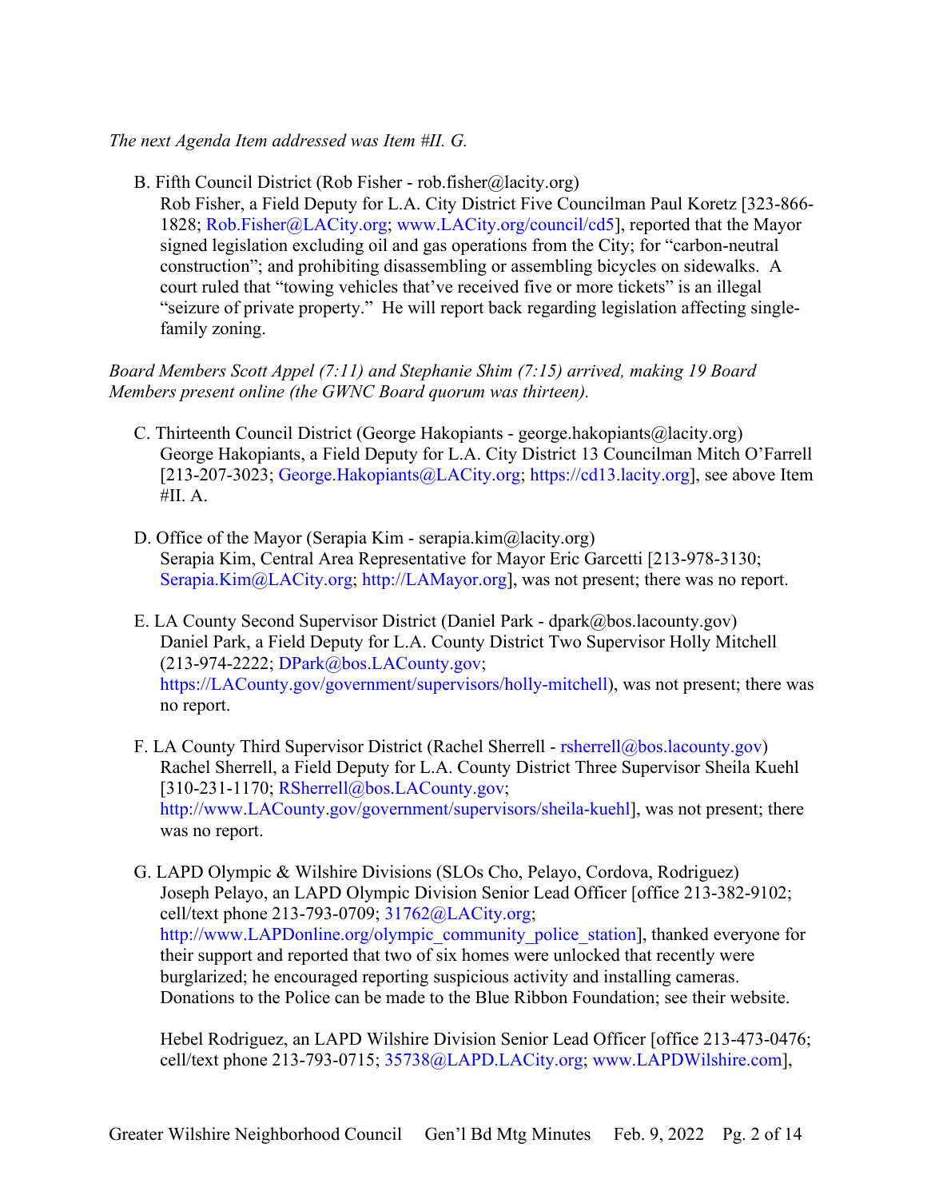*The next Agenda Item addressed was Item #II. G.*

B. Fifth Council District (Rob Fisher - rob.fisher@lacity.org)
Rob Fisher, a Field Deputy for L.A. City District Five Councilman Paul Koretz [323-866-1828; Rob.Fisher@LACity.org; www.LACity.org/council/cd5], reported that the Mayor signed legislation excluding oil and gas operations from the City; for "carbon-neutral construction"; and prohibiting disassembling or assembling bicycles on sidewalks. A court ruled that "towing vehicles that've received five or more tickets" is an illegal "seizure of private property." He will report back regarding legislation affecting single-family zoning.

*Board Members Scott Appel (7:11) and Stephanie Shim (7:15) arrived, making 19 Board Members present online (the GWNC Board quorum was thirteen).*

C. Thirteenth Council District (George Hakopiants - george.hakopiants@lacity.org)
George Hakopiants, a Field Deputy for L.A. City District 13 Councilman Mitch O'Farrell [213-207-3023; George.Hakopiants@LACity.org; https://cd13.lacity.org], see above Item #II. A.

D. Office of the Mayor (Serapia Kim - serapia.kim@lacity.org)
Serapia Kim, Central Area Representative for Mayor Eric Garcetti [213-978-3130; Serapia.Kim@LACity.org; http://LAMayor.org], was not present; there was no report.

E. LA County Second Supervisor District (Daniel Park - dpark@bos.lacounty.gov)
Daniel Park, a Field Deputy for L.A. County District Two Supervisor Holly Mitchell (213-974-2222; DPark@bos.LACounty.gov; https://LACounty.gov/government/supervisors/holly-mitchell), was not present; there was no report.

F. LA County Third Supervisor District (Rachel Sherrell - rsherrell@bos.lacounty.gov)
Rachel Sherrell, a Field Deputy for L.A. County District Three Supervisor Sheila Kuehl [310-231-1170; RSherrell@bos.LACounty.gov; http://www.LACounty.gov/government/supervisors/sheila-kuehl], was not present; there was no report.

G. LAPD Olympic & Wilshire Divisions (SLOs Cho, Pelayo, Cordova, Rodriguez)
Joseph Pelayo, an LAPD Olympic Division Senior Lead Officer [office 213-382-9102; cell/text phone 213-793-0709; 31762@LACity.org; http://www.LAPDonline.org/olympic_community_police_station], thanked everyone for their support and reported that two of six homes were unlocked that recently were burglarized; he encouraged reporting suspicious activity and installing cameras. Donations to the Police can be made to the Blue Ribbon Foundation; see their website.

Hebel Rodriguez, an LAPD Wilshire Division Senior Lead Officer [office 213-473-0476; cell/text phone 213-793-0715; 35738@LAPD.LACity.org; www.LAPDWilshire.com],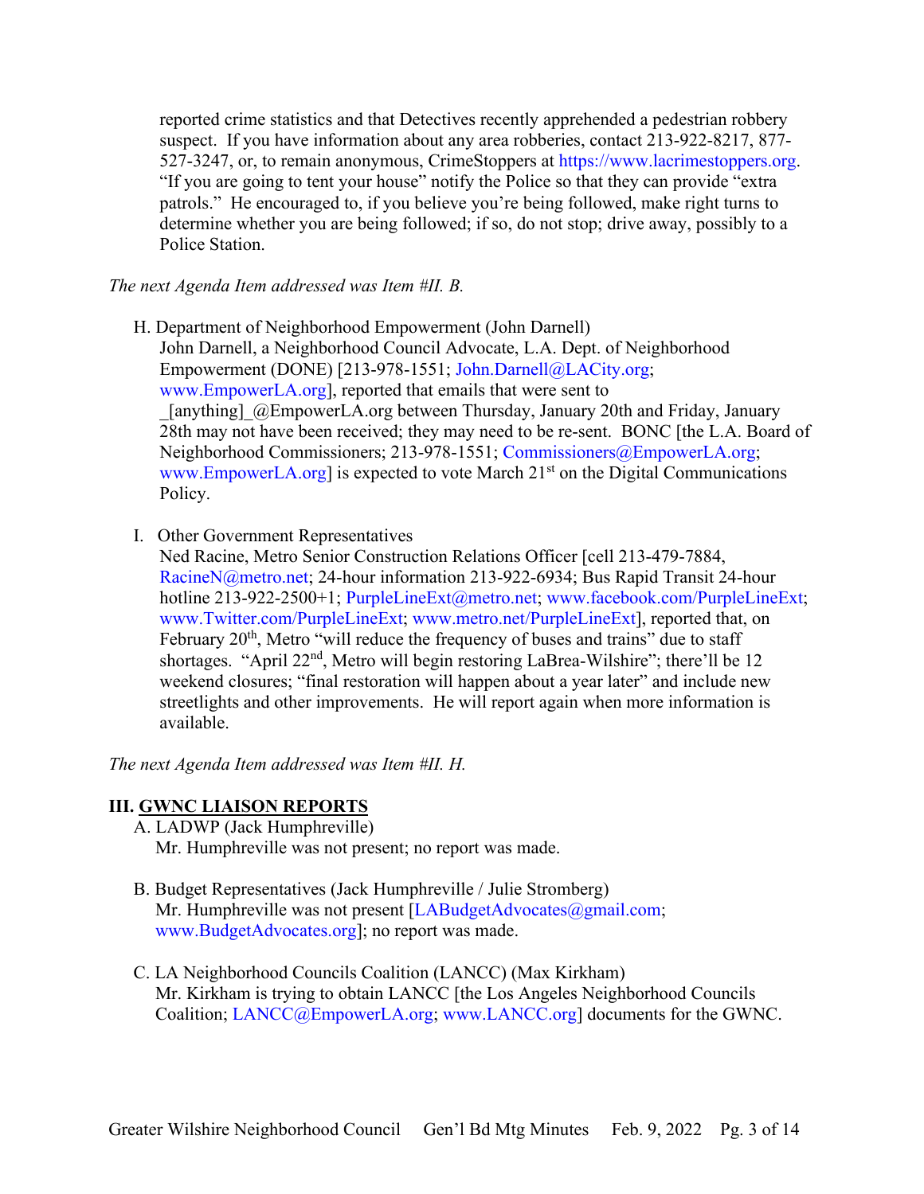reported crime statistics and that Detectives recently apprehended a pedestrian robbery suspect. If you have information about any area robberies, contact 213-922-8217, 877-527-3247, or, to remain anonymous, CrimeStoppers at https://www.lacrimestoppers.org. "If you are going to tent your house" notify the Police so that they can provide "extra patrols." He encouraged to, if you believe you're being followed, make right turns to determine whether you are being followed; if so, do not stop; drive away, possibly to a Police Station.

*The next Agenda Item addressed was Item #II. B.*

H. Department of Neighborhood Empowerment (John Darnell)
John Darnell, a Neighborhood Council Advocate, L.A. Dept. of Neighborhood Empowerment (DONE) [213-978-1551; John.Darnell@LACity.org; www.EmpowerLA.org], reported that emails that were sent to _[anything]_@EmpowerLA.org between Thursday, January 20th and Friday, January 28th may not have been received; they may need to be re-sent. BONC [the L.A. Board of Neighborhood Commissioners; 213-978-1551; Commissioners@EmpowerLA.org; www.EmpowerLA.org] is expected to vote March 21st on the Digital Communications Policy.

I. Other Government Representatives
Ned Racine, Metro Senior Construction Relations Officer [cell 213-479-7884, RacineN@metro.net; 24-hour information 213-922-6934; Bus Rapid Transit 24-hour hotline 213-922-2500+1; PurpleLineExt@metro.net; www.facebook.com/PurpleLineExt; www.Twitter.com/PurpleLineExt; www.metro.net/PurpleLineExt], reported that, on February 20th, Metro "will reduce the frequency of buses and trains" due to staff shortages. "April 22nd, Metro will begin restoring LaBrea-Wilshire"; there'll be 12 weekend closures; "final restoration will happen about a year later" and include new streetlights and other improvements. He will report again when more information is available.

*The next Agenda Item addressed was Item #II. H.*

## III. GWNC LIAISON REPORTS

A. LADWP (Jack Humphreville)
Mr. Humphreville was not present; no report was made.

B. Budget Representatives (Jack Humphreville / Julie Stromberg)
Mr. Humphreville was not present [LABudgetAdvocates@gmail.com; www.BudgetAdvocates.org]; no report was made.

C. LA Neighborhood Councils Coalition (LANCC) (Max Kirkham)
Mr. Kirkham is trying to obtain LANCC [the Los Angeles Neighborhood Councils Coalition; LANCC@EmpowerLA.org; www.LANCC.org] documents for the GWNC.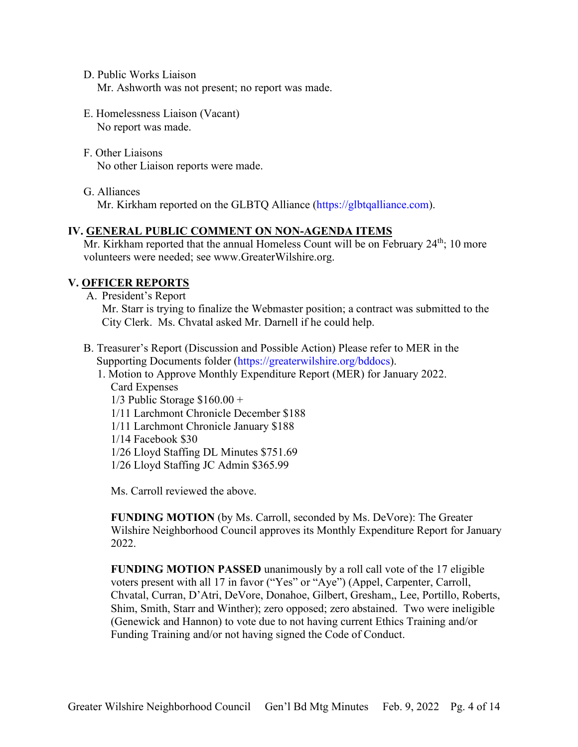D. Public Works Liaison

Mr. Ashworth was not present; no report was made.

E. Homelessness Liaison (Vacant)

No report was made.

F. Other Liaisons

No other Liaison reports were made.

G. Alliances

Mr. Kirkham reported on the GLBTQ Alliance (https://glbtqalliance.com).

## IV. GENERAL PUBLIC COMMENT ON NON-AGENDA ITEMS

Mr. Kirkham reported that the annual Homeless Count will be on February 24th; 10 more volunteers were needed; see www.GreaterWilshire.org.

## V. OFFICER REPORTS

A. President's Report

Mr. Starr is trying to finalize the Webmaster position; a contract was submitted to the City Clerk. Ms. Chvatal asked Mr. Darnell if he could help.

B. Treasurer's Report (Discussion and Possible Action) Please refer to MER in the Supporting Documents folder (https://greaterwilshire.org/bddocs).

1. Motion to Approve Monthly Expenditure Report (MER) for January 2022.

   Card Expenses
   1/3 Public Storage $160.00 +
   1/11 Larchmont Chronicle December $188
   1/11 Larchmont Chronicle January $188
   1/14 Facebook $30
   1/26 Lloyd Staffing DL Minutes $751.69
   1/26 Lloyd Staffing JC Admin $365.99

   Ms. Carroll reviewed the above.

   **FUNDING MOTION** (by Ms. Carroll, seconded by Ms. DeVore): The Greater Wilshire Neighborhood Council approves its Monthly Expenditure Report for January 2022.

   **FUNDING MOTION PASSED** unanimously by a roll call vote of the 17 eligible voters present with all 17 in favor ("Yes" or "Aye") (Appel, Carpenter, Carroll, Chvatal, Curran, D'Atri, DeVore, Donahoe, Gilbert, Gresham,, Lee, Portillo, Roberts, Shim, Smith, Starr and Winther); zero opposed; zero abstained. Two were ineligible (Genewick and Hannon) to vote due to not having current Ethics Training and/or Funding Training and/or not having signed the Code of Conduct.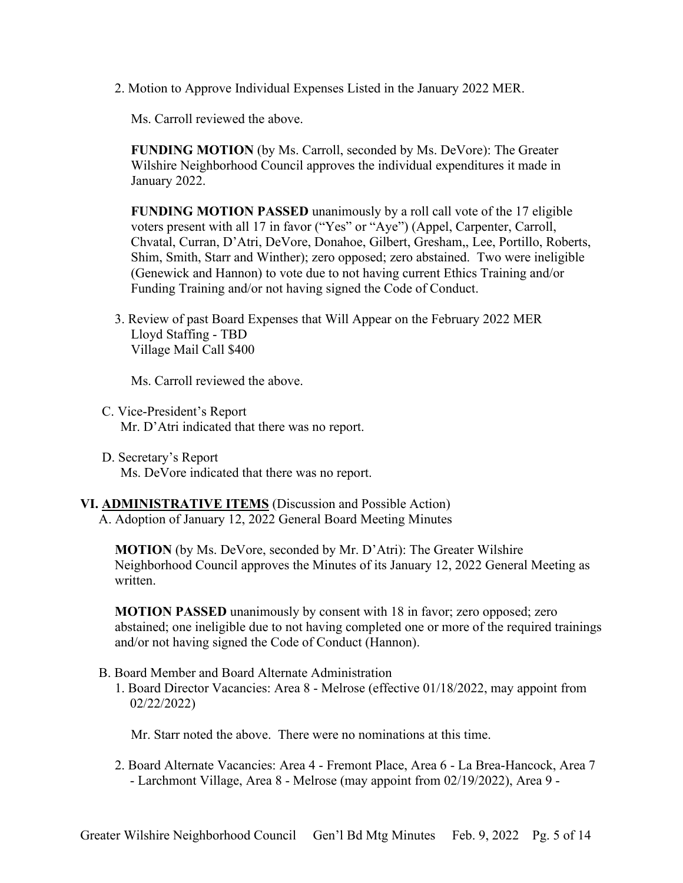2. Motion to Approve Individual Expenses Listed in the January 2022 MER.

Ms. Carroll reviewed the above.

**FUNDING MOTION** (by Ms. Carroll, seconded by Ms. DeVore): The Greater Wilshire Neighborhood Council approves the individual expenditures it made in January 2022.

**FUNDING MOTION PASSED** unanimously by a roll call vote of the 17 eligible voters present with all 17 in favor ("Yes" or "Aye") (Appel, Carpenter, Carroll, Chvatal, Curran, D'Atri, DeVore, Donahoe, Gilbert, Gresham,, Lee, Portillo, Roberts, Shim, Smith, Starr and Winther); zero opposed; zero abstained. Two were ineligible (Genewick and Hannon) to vote due to not having current Ethics Training and/or Funding Training and/or not having signed the Code of Conduct.

3. Review of past Board Expenses that Will Appear on the February 2022 MER
Lloyd Staffing - TBD
Village Mail Call $400

Ms. Carroll reviewed the above.

C. Vice-President's Report
Mr. D'Atri indicated that there was no report.

D. Secretary's Report
Ms. DeVore indicated that there was no report.

## VI. ADMINISTRATIVE ITEMS (Discussion and Possible Action)

A. Adoption of January 12, 2022 General Board Meeting Minutes

**MOTION** (by Ms. DeVore, seconded by Mr. D'Atri): The Greater Wilshire Neighborhood Council approves the Minutes of its January 12, 2022 General Meeting as written.

**MOTION PASSED** unanimously by consent with 18 in favor; zero opposed; zero abstained; one ineligible due to not having completed one or more of the required trainings and/or not having signed the Code of Conduct (Hannon).

B. Board Member and Board Alternate Administration

1. Board Director Vacancies: Area 8 - Melrose (effective 01/18/2022, may appoint from 02/22/2022)

Mr. Starr noted the above. There were no nominations at this time.

2. Board Alternate Vacancies: Area 4 - Fremont Place, Area 6 - La Brea-Hancock, Area 7 - Larchmont Village, Area 8 - Melrose (may appoint from 02/19/2022), Area 9 -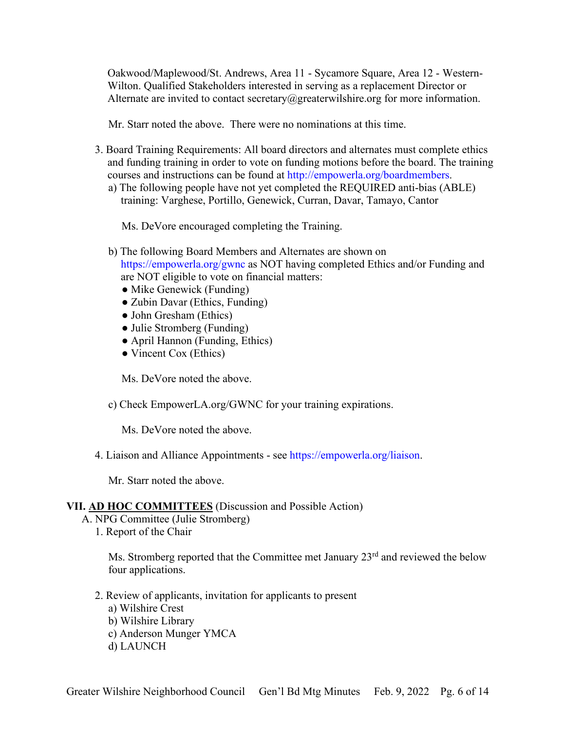Oakwood/Maplewood/St. Andrews, Area 11 - Sycamore Square, Area 12 - Western-Wilton. Qualified Stakeholders interested in serving as a replacement Director or Alternate are invited to contact secretary@greaterwilshire.org for more information.

Mr. Starr noted the above. There were no nominations at this time.

3. Board Training Requirements: All board directors and alternates must complete ethics and funding training in order to vote on funding motions before the board. The training courses and instructions can be found at http://empowerla.org/boardmembers.
   a) The following people have not yet completed the REQUIRED anti-bias (ABLE) training: Varghese, Portillo, Genewick, Curran, Davar, Tamayo, Cantor

      Ms. DeVore encouraged completing the Training.

   b) The following Board Members and Alternates are shown on https://empowerla.org/gwnc as NOT having completed Ethics and/or Funding and are NOT eligible to vote on financial matters:
      - Mike Genewick (Funding)
      - Zubin Davar (Ethics, Funding)
      - John Gresham (Ethics)
      - Julie Stromberg (Funding)
      - April Hannon (Funding, Ethics)
      - Vincent Cox (Ethics)

      Ms. DeVore noted the above.

   c) Check EmpowerLA.org/GWNC for your training expirations.

      Ms. DeVore noted the above.

4. Liaison and Alliance Appointments - see https://empowerla.org/liaison.

   Mr. Starr noted the above.

## VII. AD HOC COMMITTEES (Discussion and Possible Action)

A. NPG Committee (Julie Stromberg)

1. Report of the Chair

   Ms. Stromberg reported that the Committee met January 23rd and reviewed the below four applications.

2. Review of applicants, invitation for applicants to present
   a) Wilshire Crest
   b) Wilshire Library
   c) Anderson Munger YMCA
   d) LAUNCH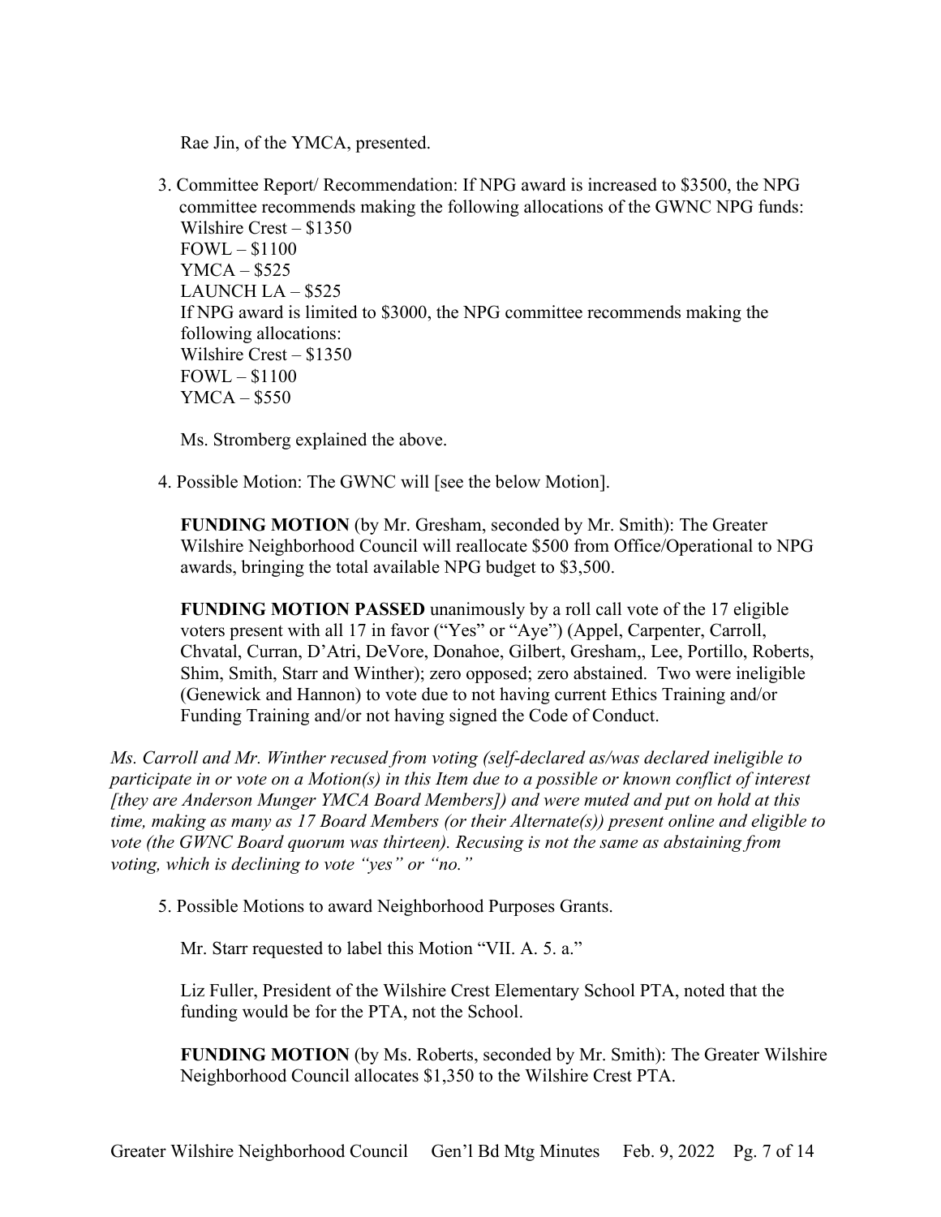Rae Jin, of the YMCA, presented.

3. Committee Report/ Recommendation: If NPG award is increased to $3500, the NPG committee recommends making the following allocations of the GWNC NPG funds:
   Wilshire Crest – $1350
   FOWL – $1100
   YMCA – $525
   LAUNCH LA – $525
   If NPG award is limited to $3000, the NPG committee recommends making the following allocations:
   Wilshire Crest – $1350
   FOWL – $1100
   YMCA – $550

   Ms. Stromberg explained the above.

4. Possible Motion: The GWNC will [see the below Motion].

   **FUNDING MOTION** (by Mr. Gresham, seconded by Mr. Smith): The Greater Wilshire Neighborhood Council will reallocate $500 from Office/Operational to NPG awards, bringing the total available NPG budget to $3,500.

   **FUNDING MOTION PASSED** unanimously by a roll call vote of the 17 eligible voters present with all 17 in favor ("Yes" or "Aye") (Appel, Carpenter, Carroll, Chvatal, Curran, D'Atri, DeVore, Donahoe, Gilbert, Gresham,, Lee, Portillo, Roberts, Shim, Smith, Starr and Winther); zero opposed; zero abstained. Two were ineligible (Genewick and Hannon) to vote due to not having current Ethics Training and/or Funding Training and/or not having signed the Code of Conduct.

*Ms. Carroll and Mr. Winther recused from voting (self-declared as/was declared ineligible to participate in or vote on a Motion(s) in this Item due to a possible or known conflict of interest [they are Anderson Munger YMCA Board Members]) and were muted and put on hold at this time, making as many as 17 Board Members (or their Alternate(s)) present online and eligible to vote (the GWNC Board quorum was thirteen). Recusing is not the same as abstaining from voting, which is declining to vote "yes" or "no."*

5. Possible Motions to award Neighborhood Purposes Grants.

   Mr. Starr requested to label this Motion "VII. A. 5. a."

   Liz Fuller, President of the Wilshire Crest Elementary School PTA, noted that the funding would be for the PTA, not the School.

   **FUNDING MOTION** (by Ms. Roberts, seconded by Mr. Smith): The Greater Wilshire Neighborhood Council allocates $1,350 to the Wilshire Crest PTA.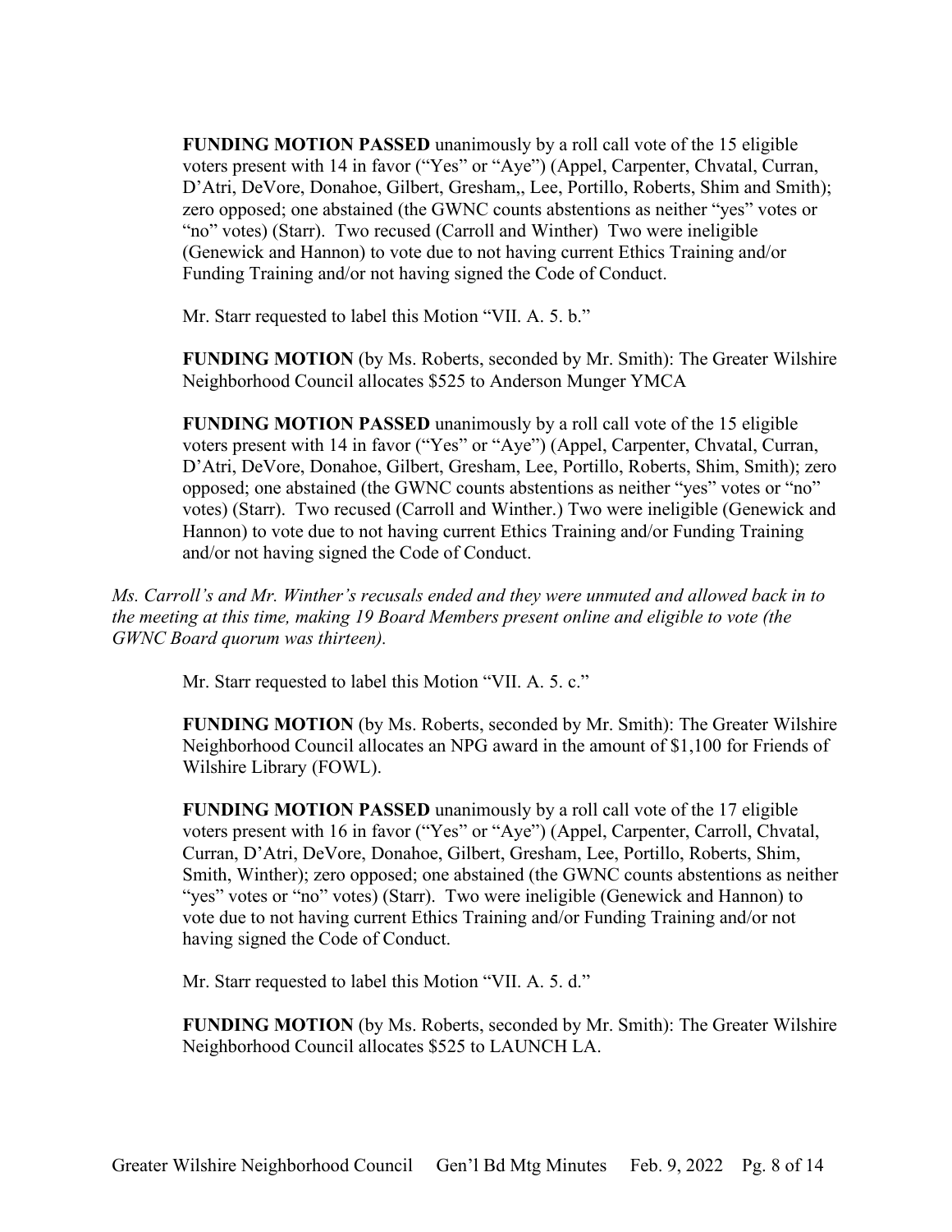**FUNDING MOTION PASSED** unanimously by a roll call vote of the 15 eligible voters present with 14 in favor ("Yes" or "Aye") (Appel, Carpenter, Chvatal, Curran, D'Atri, DeVore, Donahoe, Gilbert, Gresham,, Lee, Portillo, Roberts, Shim and Smith); zero opposed; one abstained (the GWNC counts abstentions as neither "yes" votes or "no" votes) (Starr). Two recused (Carroll and Winther) Two were ineligible (Genewick and Hannon) to vote due to not having current Ethics Training and/or Funding Training and/or not having signed the Code of Conduct.

Mr. Starr requested to label this Motion "VII. A. 5. b."

**FUNDING MOTION** (by Ms. Roberts, seconded by Mr. Smith): The Greater Wilshire Neighborhood Council allocates $525 to Anderson Munger YMCA

**FUNDING MOTION PASSED** unanimously by a roll call vote of the 15 eligible voters present with 14 in favor ("Yes" or "Aye") (Appel, Carpenter, Chvatal, Curran, D'Atri, DeVore, Donahoe, Gilbert, Gresham, Lee, Portillo, Roberts, Shim, Smith); zero opposed; one abstained (the GWNC counts abstentions as neither "yes" votes or "no" votes) (Starr). Two recused (Carroll and Winther.) Two were ineligible (Genewick and Hannon) to vote due to not having current Ethics Training and/or Funding Training and/or not having signed the Code of Conduct.

*Ms. Carroll's and Mr. Winther's recusals ended and they were unmuted and allowed back in to the meeting at this time, making 19 Board Members present online and eligible to vote (the GWNC Board quorum was thirteen).*

Mr. Starr requested to label this Motion "VII. A. 5. c."

**FUNDING MOTION** (by Ms. Roberts, seconded by Mr. Smith): The Greater Wilshire Neighborhood Council allocates an NPG award in the amount of $1,100 for Friends of Wilshire Library (FOWL).

**FUNDING MOTION PASSED** unanimously by a roll call vote of the 17 eligible voters present with 16 in favor ("Yes" or "Aye") (Appel, Carpenter, Carroll, Chvatal, Curran, D'Atri, DeVore, Donahoe, Gilbert, Gresham, Lee, Portillo, Roberts, Shim, Smith, Winther); zero opposed; one abstained (the GWNC counts abstentions as neither "yes" votes or "no" votes) (Starr). Two were ineligible (Genewick and Hannon) to vote due to not having current Ethics Training and/or Funding Training and/or not having signed the Code of Conduct.

Mr. Starr requested to label this Motion "VII. A. 5. d."

**FUNDING MOTION** (by Ms. Roberts, seconded by Mr. Smith): The Greater Wilshire Neighborhood Council allocates $525 to LAUNCH LA.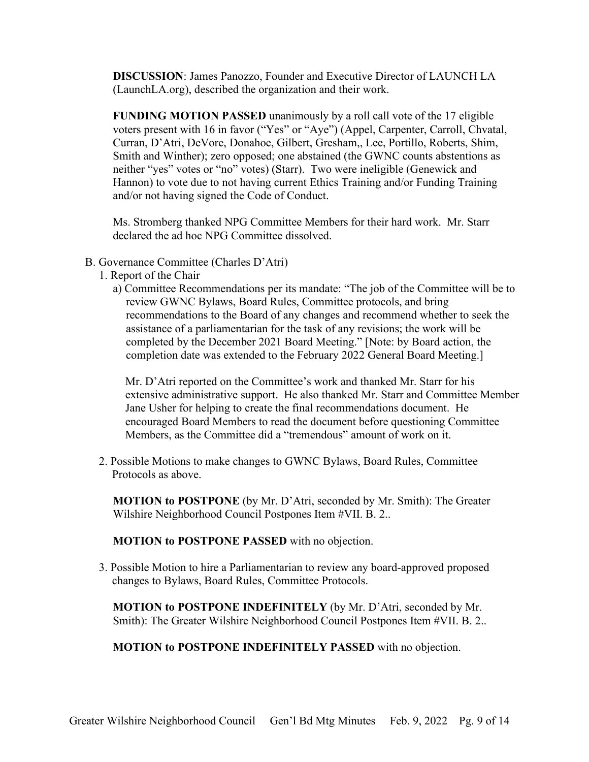**DISCUSSION**: James Panozzo, Founder and Executive Director of LAUNCH LA (LaunchLA.org), described the organization and their work.

**FUNDING MOTION PASSED** unanimously by a roll call vote of the 17 eligible voters present with 16 in favor ("Yes" or "Aye") (Appel, Carpenter, Carroll, Chvatal, Curran, D'Atri, DeVore, Donahoe, Gilbert, Gresham,, Lee, Portillo, Roberts, Shim, Smith and Winther); zero opposed; one abstained (the GWNC counts abstentions as neither "yes" votes or "no" votes) (Starr). Two were ineligible (Genewick and Hannon) to vote due to not having current Ethics Training and/or Funding Training and/or not having signed the Code of Conduct.

Ms. Stromberg thanked NPG Committee Members for their hard work. Mr. Starr declared the ad hoc NPG Committee dissolved.

B. Governance Committee (Charles D'Atri)

1. Report of the Chair

a) Committee Recommendations per its mandate: "The job of the Committee will be to review GWNC Bylaws, Board Rules, Committee protocols, and bring recommendations to the Board of any changes and recommend whether to seek the assistance of a parliamentarian for the task of any revisions; the work will be completed by the December 2021 Board Meeting." [Note: by Board action, the completion date was extended to the February 2022 General Board Meeting.]

Mr. D'Atri reported on the Committee's work and thanked Mr. Starr for his extensive administrative support. He also thanked Mr. Starr and Committee Member Jane Usher for helping to create the final recommendations document. He encouraged Board Members to read the document before questioning Committee Members, as the Committee did a "tremendous" amount of work on it.

2. Possible Motions to make changes to GWNC Bylaws, Board Rules, Committee Protocols as above.

**MOTION to POSTPONE** (by Mr. D'Atri, seconded by Mr. Smith): The Greater Wilshire Neighborhood Council Postpones Item #VII. B. 2..

**MOTION to POSTPONE PASSED** with no objection.

3. Possible Motion to hire a Parliamentarian to review any board-approved proposed changes to Bylaws, Board Rules, Committee Protocols.

**MOTION to POSTPONE INDEFINITELY** (by Mr. D'Atri, seconded by Mr. Smith): The Greater Wilshire Neighborhood Council Postpones Item #VII. B. 2..

**MOTION to POSTPONE INDEFINITELY PASSED** with no objection.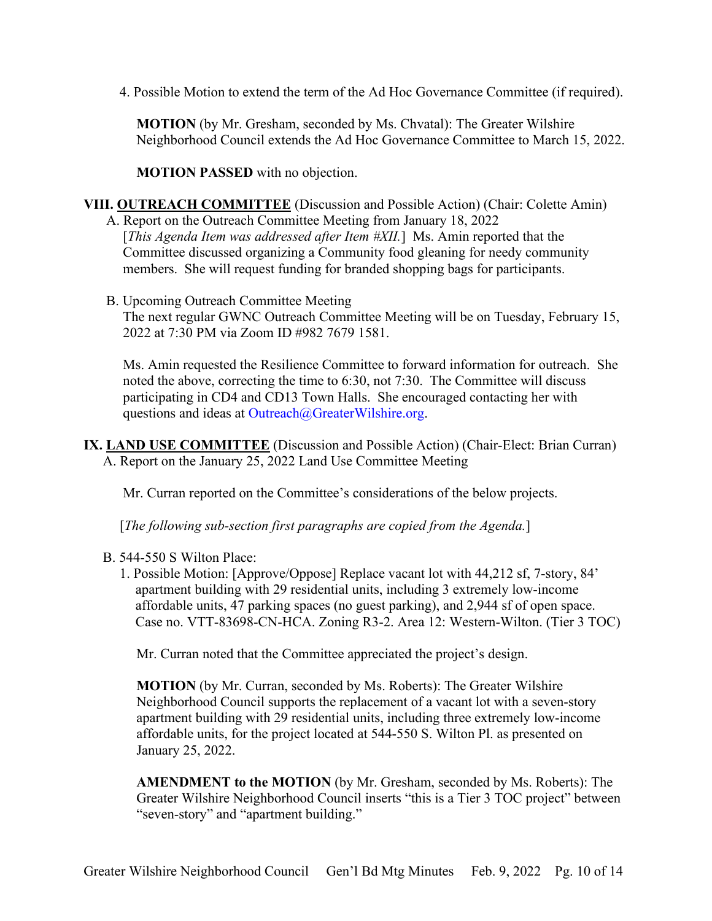4. Possible Motion to extend the term of the Ad Hoc Governance Committee (if required).

**MOTION** (by Mr. Gresham, seconded by Ms. Chvatal): The Greater Wilshire Neighborhood Council extends the Ad Hoc Governance Committee to March 15, 2022.

**MOTION PASSED** with no objection.

## VIII. **OUTREACH COMMITTEE** (Discussion and Possible Action) (Chair: Colette Amin)

A. Report on the Outreach Committee Meeting from January 18, 2022
[*This Agenda Item was addressed after Item #XII.*] Ms. Amin reported that the Committee discussed organizing a Community food gleaning for needy community members. She will request funding for branded shopping bags for participants.

B. Upcoming Outreach Committee Meeting
The next regular GWNC Outreach Committee Meeting will be on Tuesday, February 15, 2022 at 7:30 PM via Zoom ID #982 7679 1581.

Ms. Amin requested the Resilience Committee to forward information for outreach. She noted the above, correcting the time to 6:30, not 7:30. The Committee will discuss participating in CD4 and CD13 Town Halls. She encouraged contacting her with questions and ideas at Outreach@GreaterWilshire.org.

## IX. **LAND USE COMMITTEE** (Discussion and Possible Action) (Chair-Elect: Brian Curran)

A. Report on the January 25, 2022 Land Use Committee Meeting

Mr. Curran reported on the Committee's considerations of the below projects.

[*The following sub-section first paragraphs are copied from the Agenda.*]

B. 544-550 S Wilton Place:

1. Possible Motion: [Approve/Oppose] Replace vacant lot with 44,212 sf, 7-story, 84' apartment building with 29 residential units, including 3 extremely low-income affordable units, 47 parking spaces (no guest parking), and 2,944 sf of open space. Case no. VTT-83698-CN-HCA. Zoning R3-2. Area 12: Western-Wilton. (Tier 3 TOC)

   Mr. Curran noted that the Committee appreciated the project's design.

   **MOTION** (by Mr. Curran, seconded by Ms. Roberts): The Greater Wilshire Neighborhood Council supports the replacement of a vacant lot with a seven-story apartment building with 29 residential units, including three extremely low-income affordable units, for the project located at 544-550 S. Wilton Pl. as presented on January 25, 2022.

   **AMENDMENT to the MOTION** (by Mr. Gresham, seconded by Ms. Roberts): The Greater Wilshire Neighborhood Council inserts "this is a Tier 3 TOC project" between "seven-story" and "apartment building."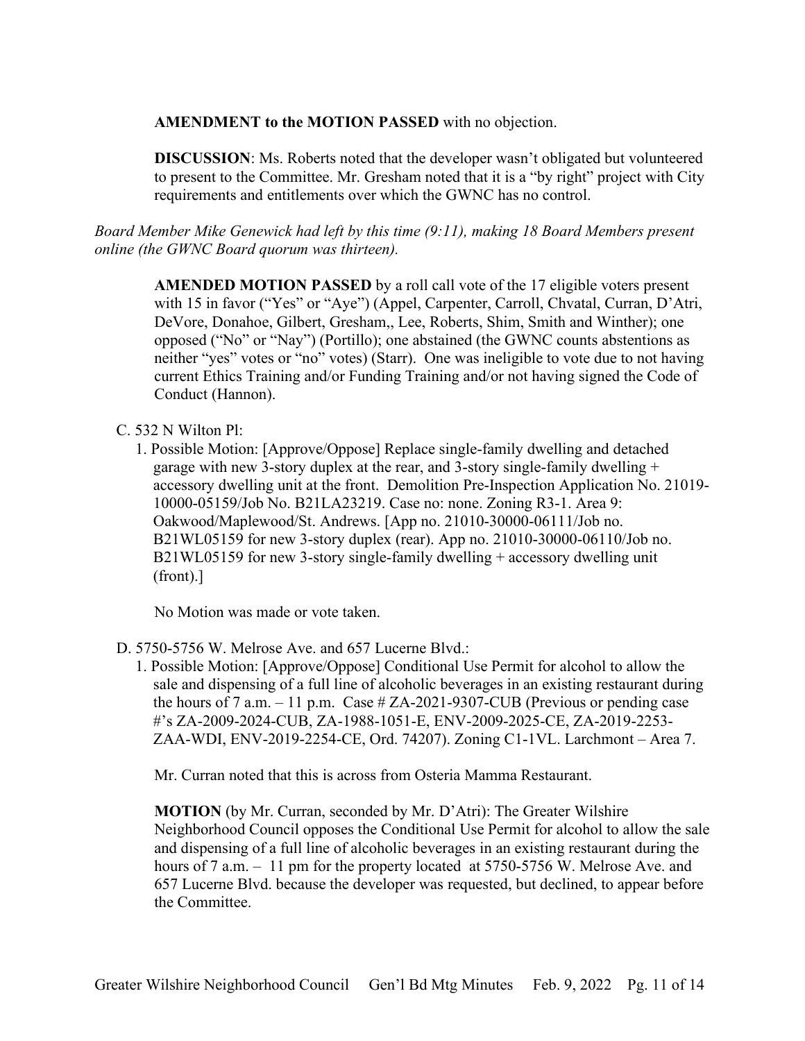**AMENDMENT to the MOTION PASSED** with no objection.

**DISCUSSION**: Ms. Roberts noted that the developer wasn't obligated but volunteered to present to the Committee. Mr. Gresham noted that it is a "by right" project with City requirements and entitlements over which the GWNC has no control.

*Board Member Mike Genewick had left by this time (9:11), making 18 Board Members present online (the GWNC Board quorum was thirteen).*

**AMENDED MOTION PASSED** by a roll call vote of the 17 eligible voters present with 15 in favor ("Yes" or "Aye") (Appel, Carpenter, Carroll, Chvatal, Curran, D'Atri, DeVore, Donahoe, Gilbert, Gresham,, Lee, Roberts, Shim, Smith and Winther); one opposed ("No" or "Nay") (Portillo); one abstained (the GWNC counts abstentions as neither "yes" votes or "no" votes) (Starr). One was ineligible to vote due to not having current Ethics Training and/or Funding Training and/or not having signed the Code of Conduct (Hannon).

C. 532 N Wilton Pl:

1. Possible Motion: [Approve/Oppose] Replace single-family dwelling and detached garage with new 3-story duplex at the rear, and 3-story single-family dwelling + accessory dwelling unit at the front. Demolition Pre-Inspection Application No. 21019-10000-05159/Job No. B21LA23219. Case no: none. Zoning R3-1. Area 9: Oakwood/Maplewood/St. Andrews. [App no. 21010-30000-06111/Job no. B21WL05159 for new 3-story duplex (rear). App no. 21010-30000-06110/Job no. B21WL05159 for new 3-story single-family dwelling + accessory dwelling unit (front).]

   No Motion was made or vote taken.

D. 5750-5756 W. Melrose Ave. and 657 Lucerne Blvd.:

1. Possible Motion: [Approve/Oppose] Conditional Use Permit for alcohol to allow the sale and dispensing of a full line of alcoholic beverages in an existing restaurant during the hours of 7 a.m. – 11 p.m. Case # ZA-2021-9307-CUB (Previous or pending case #'s ZA-2009-2024-CUB, ZA-1988-1051-E, ENV-2009-2025-CE, ZA-2019-2253-ZAA-WDI, ENV-2019-2254-CE, Ord. 74207). Zoning C1-1VL. Larchmont – Area 7.

   Mr. Curran noted that this is across from Osteria Mamma Restaurant.

   **MOTION** (by Mr. Curran, seconded by Mr. D'Atri): The Greater Wilshire Neighborhood Council opposes the Conditional Use Permit for alcohol to allow the sale and dispensing of a full line of alcoholic beverages in an existing restaurant during the hours of 7 a.m. – 11 pm for the property located at 5750-5756 W. Melrose Ave. and 657 Lucerne Blvd. because the developer was requested, but declined, to appear before the Committee.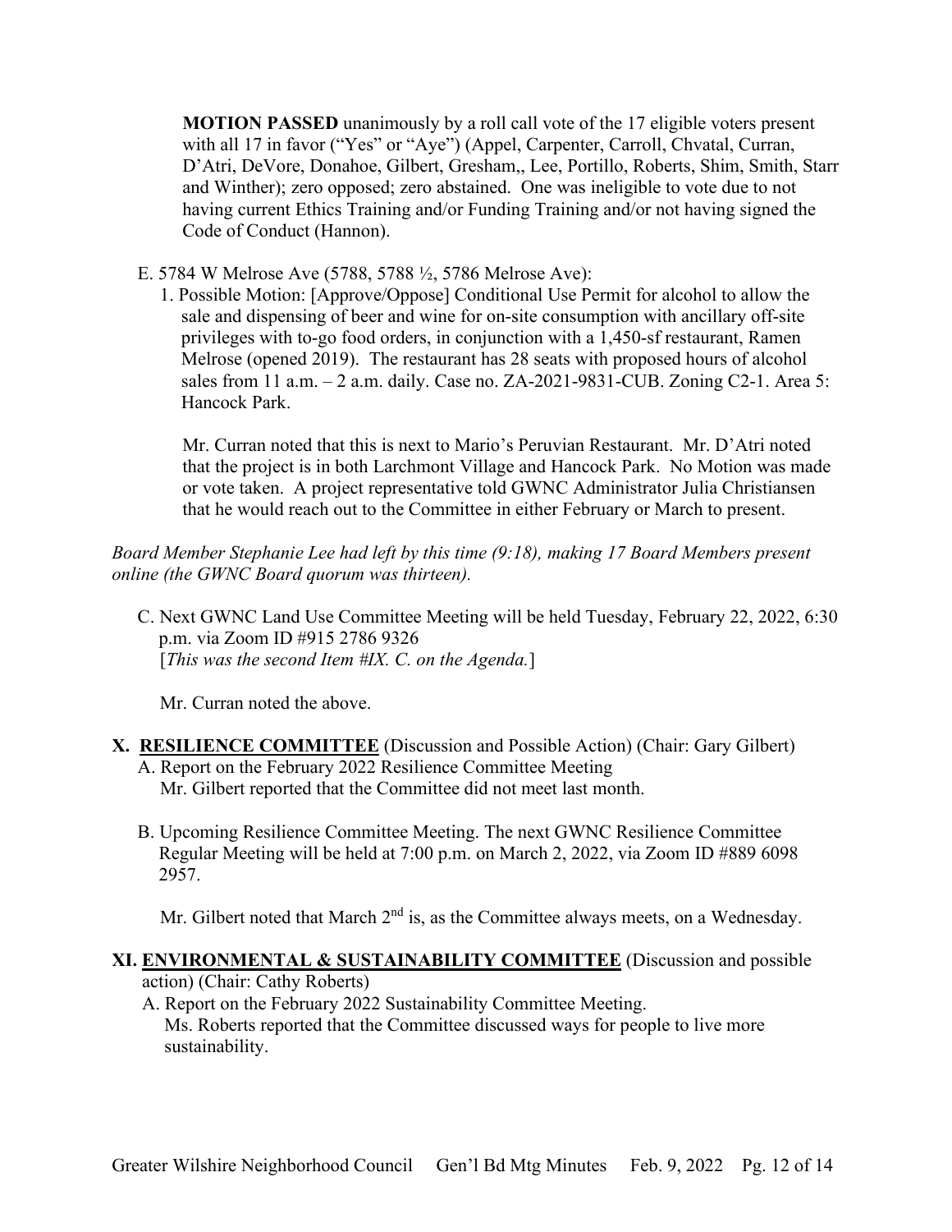**MOTION PASSED** unanimously by a roll call vote of the 17 eligible voters present with all 17 in favor ("Yes" or "Aye") (Appel, Carpenter, Carroll, Chvatal, Curran, D'Atri, DeVore, Donahoe, Gilbert, Gresham,, Lee, Portillo, Roberts, Shim, Smith, Starr and Winther); zero opposed; zero abstained. One was ineligible to vote due to not having current Ethics Training and/or Funding Training and/or not having signed the Code of Conduct (Hannon).

E. 5784 W Melrose Ave (5788, 5788 ½, 5786 Melrose Ave):

1. Possible Motion: [Approve/Oppose] Conditional Use Permit for alcohol to allow the sale and dispensing of beer and wine for on-site consumption with ancillary off-site privileges with to-go food orders, in conjunction with a 1,450-sf restaurant, Ramen Melrose (opened 2019). The restaurant has 28 seats with proposed hours of alcohol sales from 11 a.m. – 2 a.m. daily. Case no. ZA-2021-9831-CUB. Zoning C2-1. Area 5: Hancock Park.

Mr. Curran noted that this is next to Mario's Peruvian Restaurant. Mr. D'Atri noted that the project is in both Larchmont Village and Hancock Park. No Motion was made or vote taken. A project representative told GWNC Administrator Julia Christiansen that he would reach out to the Committee in either February or March to present.

*Board Member Stephanie Lee had left by this time (9:18), making 17 Board Members present online (the GWNC Board quorum was thirteen).*

C. Next GWNC Land Use Committee Meeting will be held Tuesday, February 22, 2022, 6:30 p.m. via Zoom ID #915 2786 9326
[*This was the second Item #IX. C. on the Agenda.*]

Mr. Curran noted the above.

**X. RESILIENCE COMMITTEE** (Discussion and Possible Action) (Chair: Gary Gilbert)

A. Report on the February 2022 Resilience Committee Meeting
Mr. Gilbert reported that the Committee did not meet last month.

B. Upcoming Resilience Committee Meeting. The next GWNC Resilience Committee Regular Meeting will be held at 7:00 p.m. on March 2, 2022, via Zoom ID #889 6098 2957.

Mr. Gilbert noted that March 2nd is, as the Committee always meets, on a Wednesday.

**XI. ENVIRONMENTAL & SUSTAINABILITY COMMITTEE** (Discussion and possible action) (Chair: Cathy Roberts)

A. Report on the February 2022 Sustainability Committee Meeting.
Ms. Roberts reported that the Committee discussed ways for people to live more sustainability.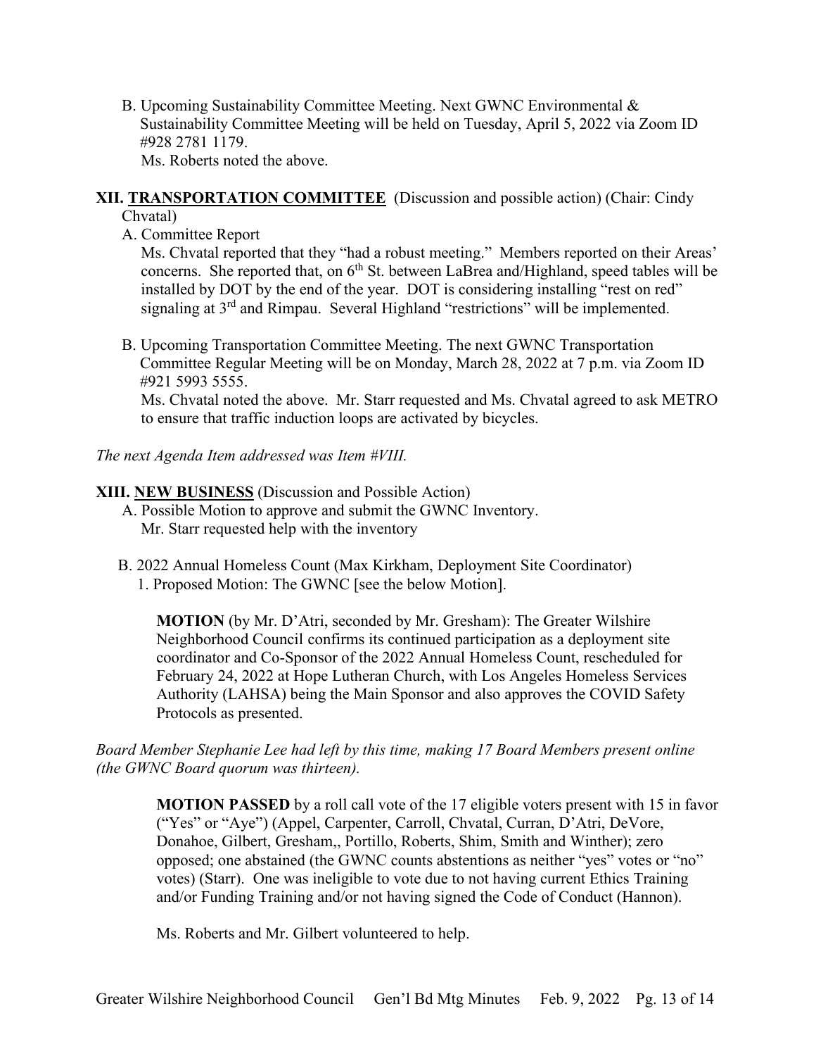B. Upcoming Sustainability Committee Meeting. Next GWNC Environmental & Sustainability Committee Meeting will be held on Tuesday, April 5, 2022 via Zoom ID #928 2781 1179.
Ms. Roberts noted the above.

**XII. TRANSPORTATION COMMITTEE** (Discussion and possible action) (Chair: Cindy Chvatal)

A. Committee Report
Ms. Chvatal reported that they "had a robust meeting." Members reported on their Areas' concerns. She reported that, on 6th St. between LaBrea and/Highland, speed tables will be installed by DOT by the end of the year. DOT is considering installing "rest on red" signaling at 3rd and Rimpau. Several Highland "restrictions" will be implemented.

B. Upcoming Transportation Committee Meeting. The next GWNC Transportation Committee Regular Meeting will be on Monday, March 28, 2022 at 7 p.m. via Zoom ID #921 5993 5555.
Ms. Chvatal noted the above. Mr. Starr requested and Ms. Chvatal agreed to ask METRO to ensure that traffic induction loops are activated by bicycles.

*The next Agenda Item addressed was Item #VIII.*

**XIII. NEW BUSINESS** (Discussion and Possible Action)

A. Possible Motion to approve and submit the GWNC Inventory.
Mr. Starr requested help with the inventory

B. 2022 Annual Homeless Count (Max Kirkham, Deployment Site Coordinator)
1. Proposed Motion: The GWNC [see the below Motion].

**MOTION** (by Mr. D'Atri, seconded by Mr. Gresham): The Greater Wilshire Neighborhood Council confirms its continued participation as a deployment site coordinator and Co-Sponsor of the 2022 Annual Homeless Count, rescheduled for February 24, 2022 at Hope Lutheran Church, with Los Angeles Homeless Services Authority (LAHSA) being the Main Sponsor and also approves the COVID Safety Protocols as presented.

*Board Member Stephanie Lee had left by this time, making 17 Board Members present online (the GWNC Board quorum was thirteen).*

**MOTION PASSED** by a roll call vote of the 17 eligible voters present with 15 in favor ("Yes" or "Aye") (Appel, Carpenter, Carroll, Chvatal, Curran, D'Atri, DeVore, Donahoe, Gilbert, Gresham,, Portillo, Roberts, Shim, Smith and Winther); zero opposed; one abstained (the GWNC counts abstentions as neither "yes" votes or "no" votes) (Starr). One was ineligible to vote due to not having current Ethics Training and/or Funding Training and/or not having signed the Code of Conduct (Hannon).

Ms. Roberts and Mr. Gilbert volunteered to help.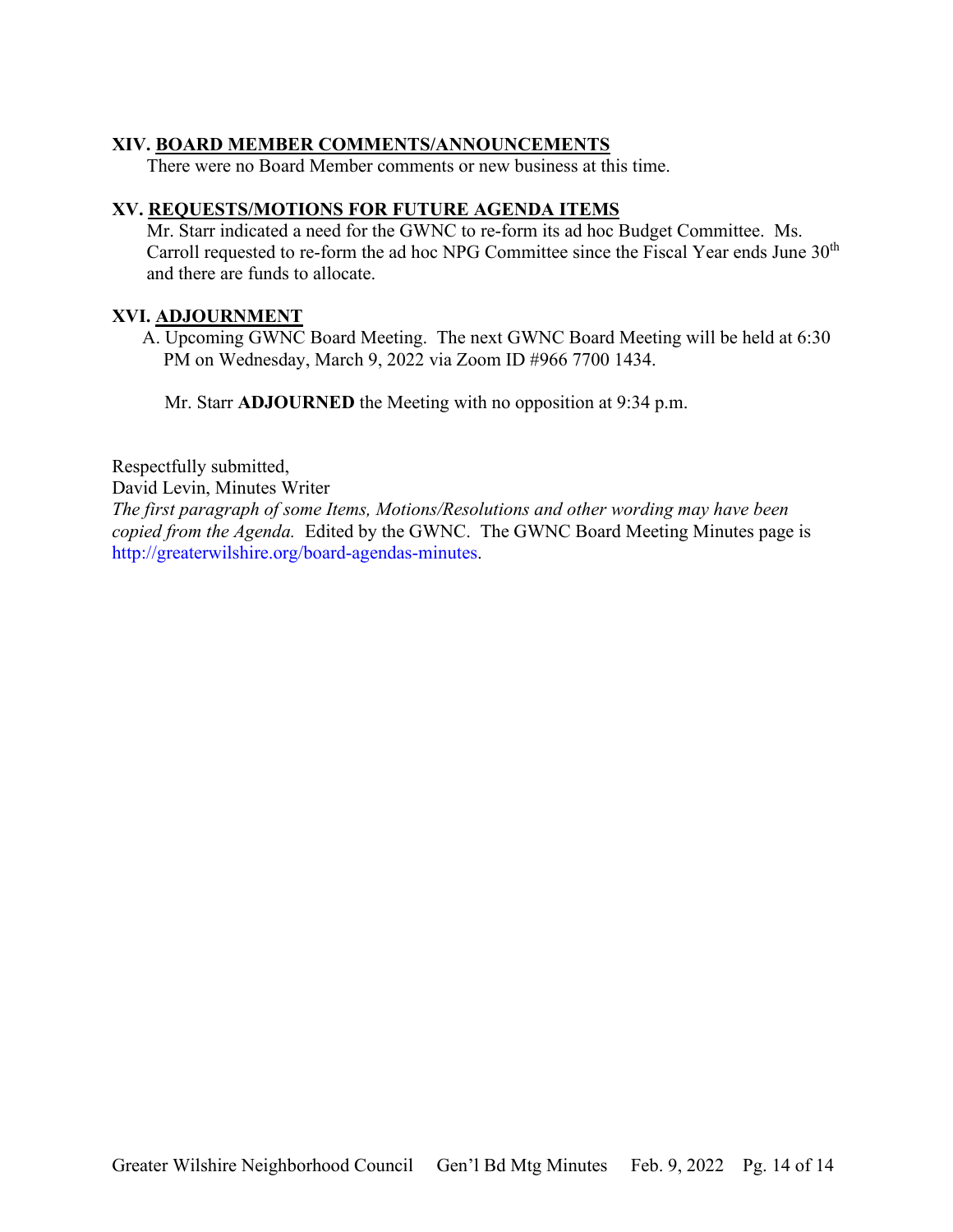## XIV. BOARD MEMBER COMMENTS/ANNOUNCEMENTS

There were no Board Member comments or new business at this time.

## XV. REQUESTS/MOTIONS FOR FUTURE AGENDA ITEMS

Mr. Starr indicated a need for the GWNC to re-form its ad hoc Budget Committee. Ms. Carroll requested to re-form the ad hoc NPG Committee since the Fiscal Year ends June 30th and there are funds to allocate.

## XVI. ADJOURNMENT

A. Upcoming GWNC Board Meeting. The next GWNC Board Meeting will be held at 6:30 PM on Wednesday, March 9, 2022 via Zoom ID #966 7700 1434.

Mr. Starr **ADJOURNED** the Meeting with no opposition at 9:34 p.m.

Respectfully submitted,
David Levin, Minutes Writer
*The first paragraph of some Items, Motions/Resolutions and other wording may have been copied from the Agenda.* Edited by the GWNC. The GWNC Board Meeting Minutes page is http://greaterwilshire.org/board-agendas-minutes.